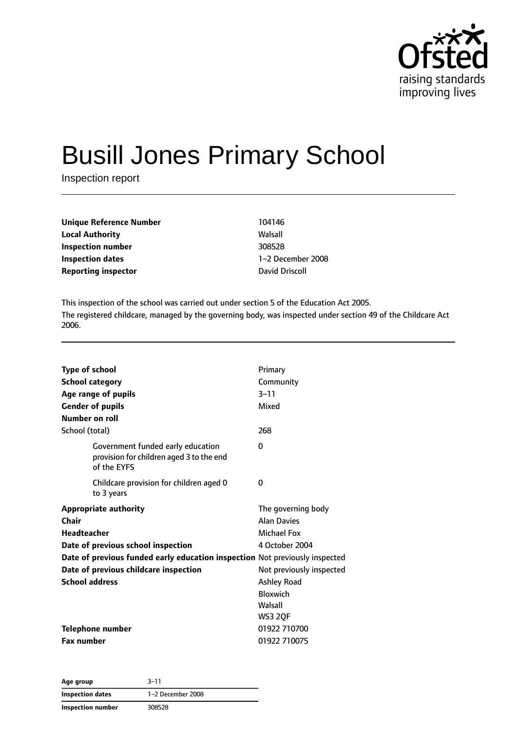# Busill Jones Primary School

Inspection report

| | |
|---|---|
| **Unique Reference Number** | 104146 |
| **Local Authority** | Walsall |
| **Inspection number** | 308528 |
| **Inspection dates** | 1–2 December 2008 |
| **Reporting inspector** | David Driscoll |

This inspection of the school was carried out under section 5 of the Education Act 2005.

The registered childcare, managed by the governing body, was inspected under section 49 of the Childcare Act 2006.

| | |
|---|---|
| **Type of school** | Primary |
| **School category** | Community |
| **Age range of pupils** | 3–11 |
| **Gender of pupils** | Mixed |
| **Number on roll** | |
| School (total) | 268 |
| Government funded early education provision for children aged 3 to the end of the EYFS | 0 |
| Childcare provision for children aged 0 to 3 years | 0 |
| **Appropriate authority** | The governing body |
| **Chair** | Alan Davies |
| **Headteacher** | Michael Fox |
| **Date of previous school inspection** | 4 October 2004 |
| **Date of previous funded early education inspection** | Not previously inspected |
| **Date of previous childcare inspection** | Not previously inspected |
| **School address** | Ashley Road<br>Bloxwich<br>Walsall<br>WS3 2QF |
| **Telephone number** | 01922 710700 |
| **Fax number** | 01922 710075 |

| | |
|---|---|
| **Age group** | 3–11 |
| **Inspection dates** | 1–2 December 2008 |
| **Inspection number** | 308528 |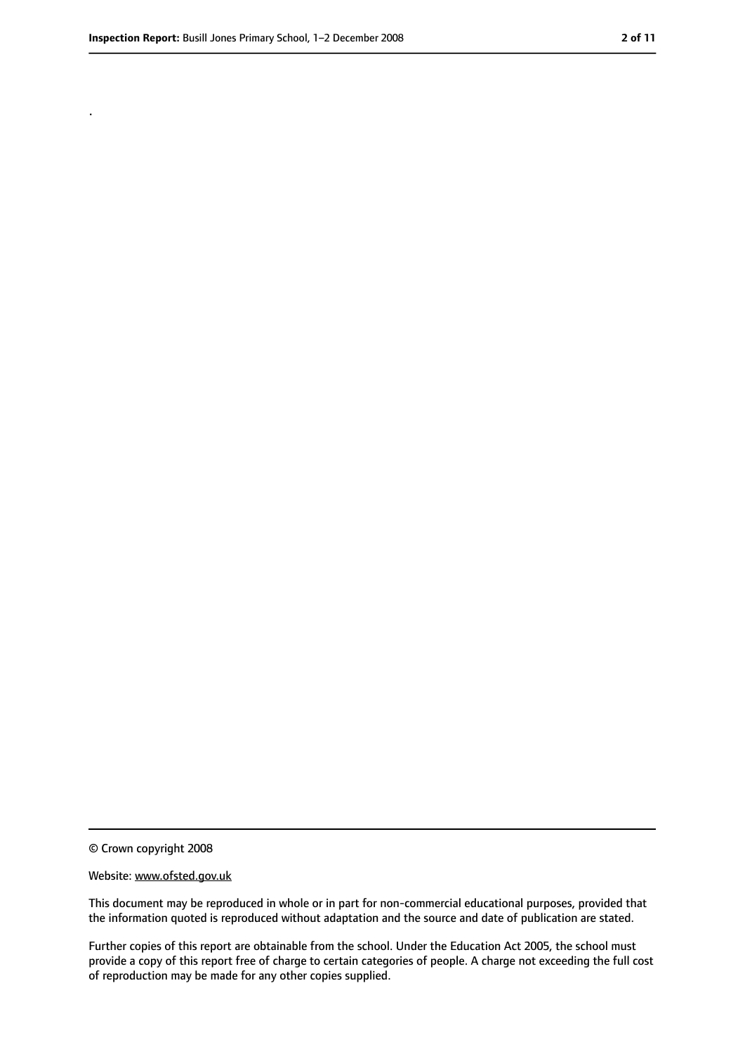.

© Crown copyright 2008

Website: www.ofsted.gov.uk

This document may be reproduced in whole or in part for non-commercial educational purposes, provided that the information quoted is reproduced without adaptation and the source and date of publication are stated.

Further copies of this report are obtainable from the school. Under the Education Act 2005, the school must provide a copy of this report free of charge to certain categories of people. A charge not exceeding the full cost of reproduction may be made for any other copies supplied.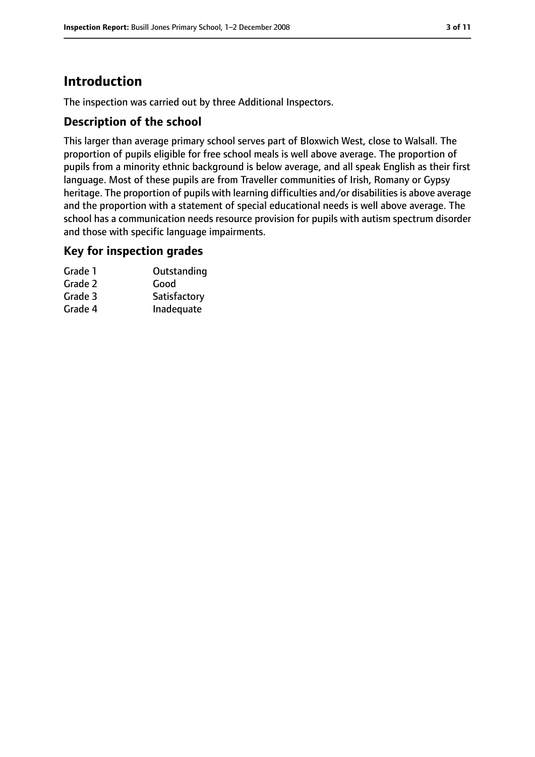# Introduction

The inspection was carried out by three Additional Inspectors.

## Description of the school

This larger than average primary school serves part of Bloxwich West, close to Walsall. The proportion of pupils eligible for free school meals is well above average. The proportion of pupils from a minority ethnic background is below average, and all speak English as their first language. Most of these pupils are from Traveller communities of Irish, Romany or Gypsy heritage. The proportion of pupils with learning difficulties and/or disabilities is above average and the proportion with a statement of special educational needs is well above average. The school has a communication needs resource provision for pupils with autism spectrum disorder and those with specific language impairments.

## Key for inspection grades

| | |
|---|---|
| Grade 1 | Outstanding |
| Grade 2 | Good |
| Grade 3 | Satisfactory |
| Grade 4 | Inadequate |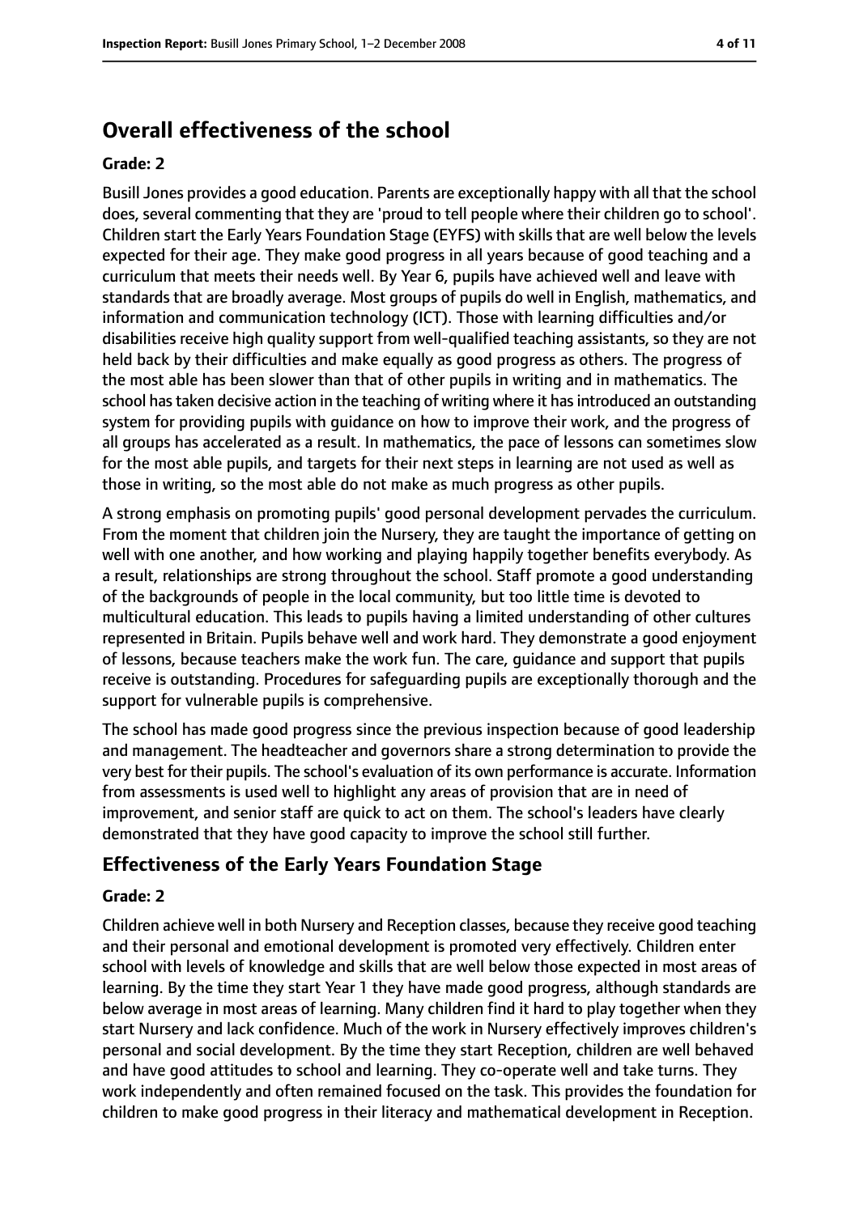## Overall effectiveness of the school

### Grade: 2

Busill Jones provides a good education. Parents are exceptionally happy with all that the school does, several commenting that they are 'proud to tell people where their children go to school'. Children start the Early Years Foundation Stage (EYFS) with skills that are well below the levels expected for their age. They make good progress in all years because of good teaching and a curriculum that meets their needs well. By Year 6, pupils have achieved well and leave with standards that are broadly average. Most groups of pupils do well in English, mathematics, and information and communication technology (ICT). Those with learning difficulties and/or disabilities receive high quality support from well-qualified teaching assistants, so they are not held back by their difficulties and make equally as good progress as others. The progress of the most able has been slower than that of other pupils in writing and in mathematics. The school has taken decisive action in the teaching of writing where it has introduced an outstanding system for providing pupils with guidance on how to improve their work, and the progress of all groups has accelerated as a result. In mathematics, the pace of lessons can sometimes slow for the most able pupils, and targets for their next steps in learning are not used as well as those in writing, so the most able do not make as much progress as other pupils.

A strong emphasis on promoting pupils' good personal development pervades the curriculum. From the moment that children join the Nursery, they are taught the importance of getting on well with one another, and how working and playing happily together benefits everybody. As a result, relationships are strong throughout the school. Staff promote a good understanding of the backgrounds of people in the local community, but too little time is devoted to multicultural education. This leads to pupils having a limited understanding of other cultures represented in Britain. Pupils behave well and work hard. They demonstrate a good enjoyment of lessons, because teachers make the work fun. The care, guidance and support that pupils receive is outstanding. Procedures for safeguarding pupils are exceptionally thorough and the support for vulnerable pupils is comprehensive.

The school has made good progress since the previous inspection because of good leadership and management. The headteacher and governors share a strong determination to provide the very best for their pupils. The school's evaluation of its own performance is accurate. Information from assessments is used well to highlight any areas of provision that are in need of improvement, and senior staff are quick to act on them. The school's leaders have clearly demonstrated that they have good capacity to improve the school still further.

## Effectiveness of the Early Years Foundation Stage

### Grade: 2

Children achieve well in both Nursery and Reception classes, because they receive good teaching and their personal and emotional development is promoted very effectively. Children enter school with levels of knowledge and skills that are well below those expected in most areas of learning. By the time they start Year 1 they have made good progress, although standards are below average in most areas of learning. Many children find it hard to play together when they start Nursery and lack confidence. Much of the work in Nursery effectively improves children's personal and social development. By the time they start Reception, children are well behaved and have good attitudes to school and learning. They co-operate well and take turns. They work independently and often remained focused on the task. This provides the foundation for children to make good progress in their literacy and mathematical development in Reception.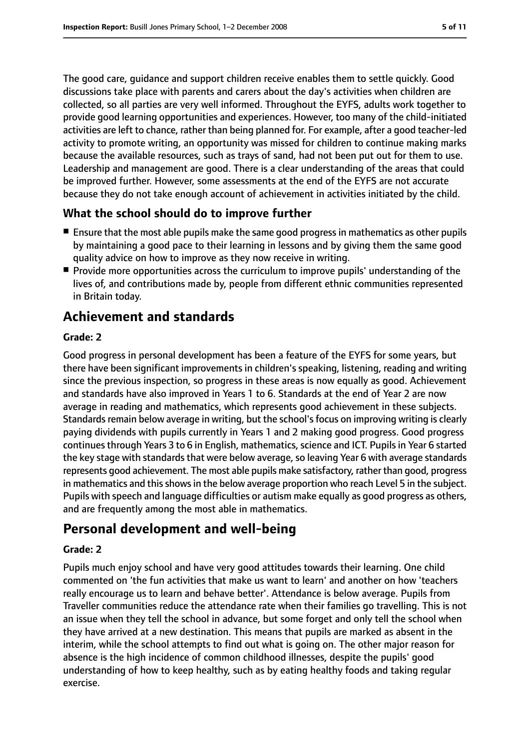The good care, guidance and support children receive enables them to settle quickly. Good discussions take place with parents and carers about the day's activities when children are collected, so all parties are very well informed. Throughout the EYFS, adults work together to provide good learning opportunities and experiences. However, too many of the child-initiated activities are left to chance, rather than being planned for. For example, after a good teacher-led activity to promote writing, an opportunity was missed for children to continue making marks because the available resources, such as trays of sand, had not been put out for them to use. Leadership and management are good. There is a clear understanding of the areas that could be improved further. However, some assessments at the end of the EYFS are not accurate because they do not take enough account of achievement in activities initiated by the child.

### What the school should do to improve further

- Ensure that the most able pupils make the same good progress in mathematics as other pupils by maintaining a good pace to their learning in lessons and by giving them the same good quality advice on how to improve as they now receive in writing.
- Provide more opportunities across the curriculum to improve pupils' understanding of the lives of, and contributions made by, people from different ethnic communities represented in Britain today.

## Achievement and standards

#### Grade: 2

Good progress in personal development has been a feature of the EYFS for some years, but there have been significant improvements in children's speaking, listening, reading and writing since the previous inspection, so progress in these areas is now equally as good. Achievement and standards have also improved in Years 1 to 6. Standards at the end of Year 2 are now average in reading and mathematics, which represents good achievement in these subjects. Standards remain below average in writing, but the school's focus on improving writing is clearly paying dividends with pupils currently in Years 1 and 2 making good progress. Good progress continues through Years 3 to 6 in English, mathematics, science and ICT. Pupils in Year 6 started the key stage with standards that were below average, so leaving Year 6 with average standards represents good achievement. The most able pupils make satisfactory, rather than good, progress in mathematics and this shows in the below average proportion who reach Level 5 in the subject. Pupils with speech and language difficulties or autism make equally as good progress as others, and are frequently among the most able in mathematics.

## Personal development and well-being

#### Grade: 2

Pupils much enjoy school and have very good attitudes towards their learning. One child commented on 'the fun activities that make us want to learn' and another on how 'teachers really encourage us to learn and behave better'. Attendance is below average. Pupils from Traveller communities reduce the attendance rate when their families go travelling. This is not an issue when they tell the school in advance, but some forget and only tell the school when they have arrived at a new destination. This means that pupils are marked as absent in the interim, while the school attempts to find out what is going on. The other major reason for absence is the high incidence of common childhood illnesses, despite the pupils' good understanding of how to keep healthy, such as by eating healthy foods and taking regular exercise.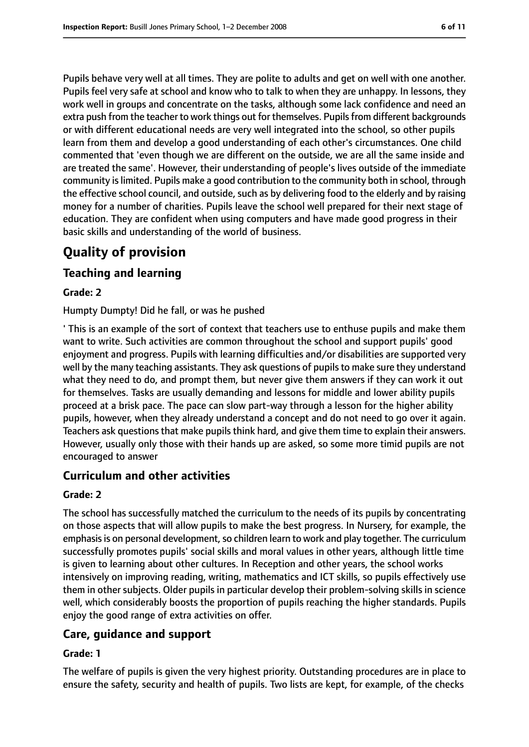Pupils behave very well at all times. They are polite to adults and get on well with one another. Pupils feel very safe at school and know who to talk to when they are unhappy. In lessons, they work well in groups and concentrate on the tasks, although some lack confidence and need an extra push from the teacher to work things out for themselves. Pupils from different backgrounds or with different educational needs are very well integrated into the school, so other pupils learn from them and develop a good understanding of each other's circumstances. One child commented that 'even though we are different on the outside, we are all the same inside and are treated the same'. However, their understanding of people's lives outside of the immediate community is limited. Pupils make a good contribution to the community both in school, through the effective school council, and outside, such as by delivering food to the elderly and by raising money for a number of charities. Pupils leave the school well prepared for their next stage of education. They are confident when using computers and have made good progress in their basic skills and understanding of the world of business.

# Quality of provision

## Teaching and learning

### Grade: 2

Humpty Dumpty! Did he fall, or was he pushed

' This is an example of the sort of context that teachers use to enthuse pupils and make them want to write. Such activities are common throughout the school and support pupils' good enjoyment and progress. Pupils with learning difficulties and/or disabilities are supported very well by the many teaching assistants. They ask questions of pupils to make sure they understand what they need to do, and prompt them, but never give them answers if they can work it out for themselves. Tasks are usually demanding and lessons for middle and lower ability pupils proceed at a brisk pace. The pace can slow part-way through a lesson for the higher ability pupils, however, when they already understand a concept and do not need to go over it again. Teachers ask questions that make pupils think hard, and give them time to explain their answers. However, usually only those with their hands up are asked, so some more timid pupils are not encouraged to answer

## Curriculum and other activities

### Grade: 2

The school has successfully matched the curriculum to the needs of its pupils by concentrating on those aspects that will allow pupils to make the best progress. In Nursery, for example, the emphasis is on personal development, so children learn to work and play together. The curriculum successfully promotes pupils' social skills and moral values in other years, although little time is given to learning about other cultures. In Reception and other years, the school works intensively on improving reading, writing, mathematics and ICT skills, so pupils effectively use them in other subjects. Older pupils in particular develop their problem-solving skills in science well, which considerably boosts the proportion of pupils reaching the higher standards. Pupils enjoy the good range of extra activities on offer.

## Care, guidance and support

### Grade: 1

The welfare of pupils is given the very highest priority. Outstanding procedures are in place to ensure the safety, security and health of pupils. Two lists are kept, for example, of the checks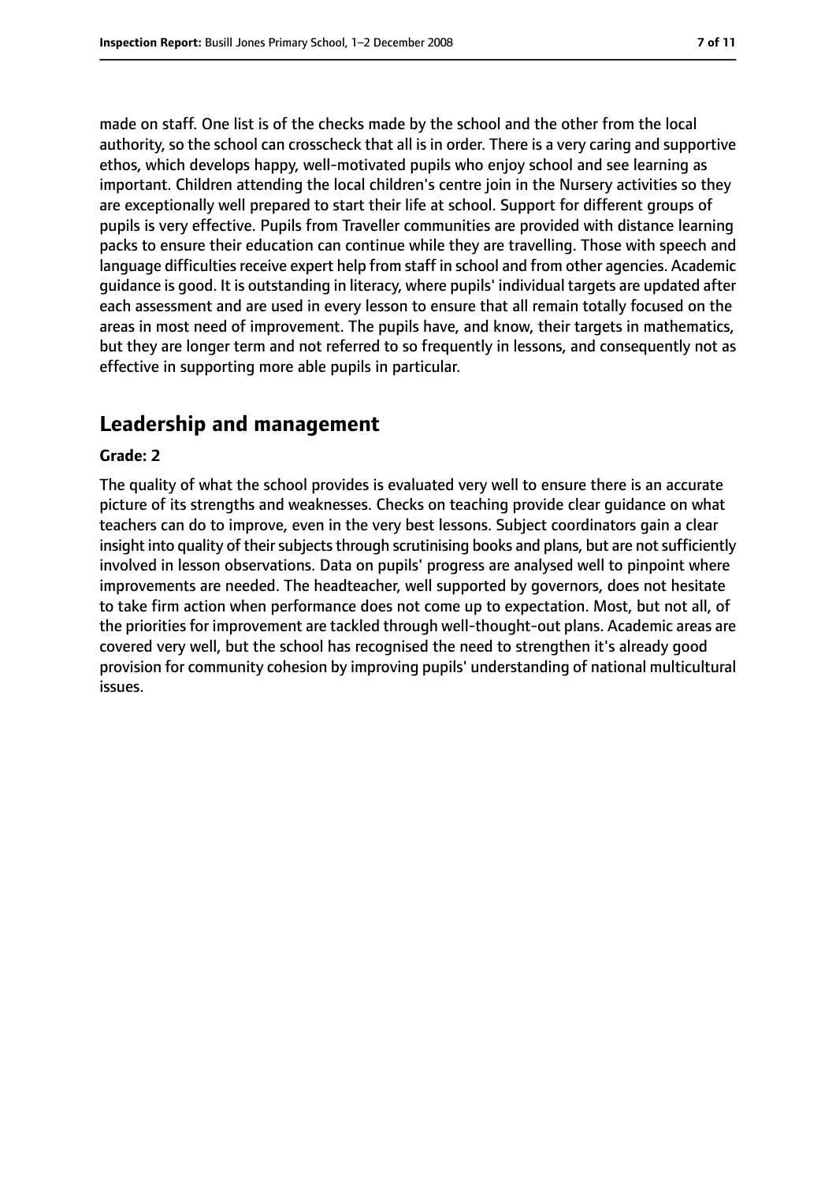made on staff. One list is of the checks made by the school and the other from the local authority, so the school can crosscheck that all is in order. There is a very caring and supportive ethos, which develops happy, well-motivated pupils who enjoy school and see learning as important. Children attending the local children's centre join in the Nursery activities so they are exceptionally well prepared to start their life at school. Support for different groups of pupils is very effective. Pupils from Traveller communities are provided with distance learning packs to ensure their education can continue while they are travelling. Those with speech and language difficulties receive expert help from staff in school and from other agencies. Academic guidance is good. It is outstanding in literacy, where pupils' individual targets are updated after each assessment and are used in every lesson to ensure that all remain totally focused on the areas in most need of improvement. The pupils have, and know, their targets in mathematics, but they are longer term and not referred to so frequently in lessons, and consequently not as effective in supporting more able pupils in particular.

## Leadership and management

**Grade: 2**

The quality of what the school provides is evaluated very well to ensure there is an accurate picture of its strengths and weaknesses. Checks on teaching provide clear guidance on what teachers can do to improve, even in the very best lessons. Subject coordinators gain a clear insight into quality of their subjects through scrutinising books and plans, but are not sufficiently involved in lesson observations. Data on pupils' progress are analysed well to pinpoint where improvements are needed. The headteacher, well supported by governors, does not hesitate to take firm action when performance does not come up to expectation. Most, but not all, of the priorities for improvement are tackled through well-thought-out plans. Academic areas are covered very well, but the school has recognised the need to strengthen it's already good provision for community cohesion by improving pupils' understanding of national multicultural issues.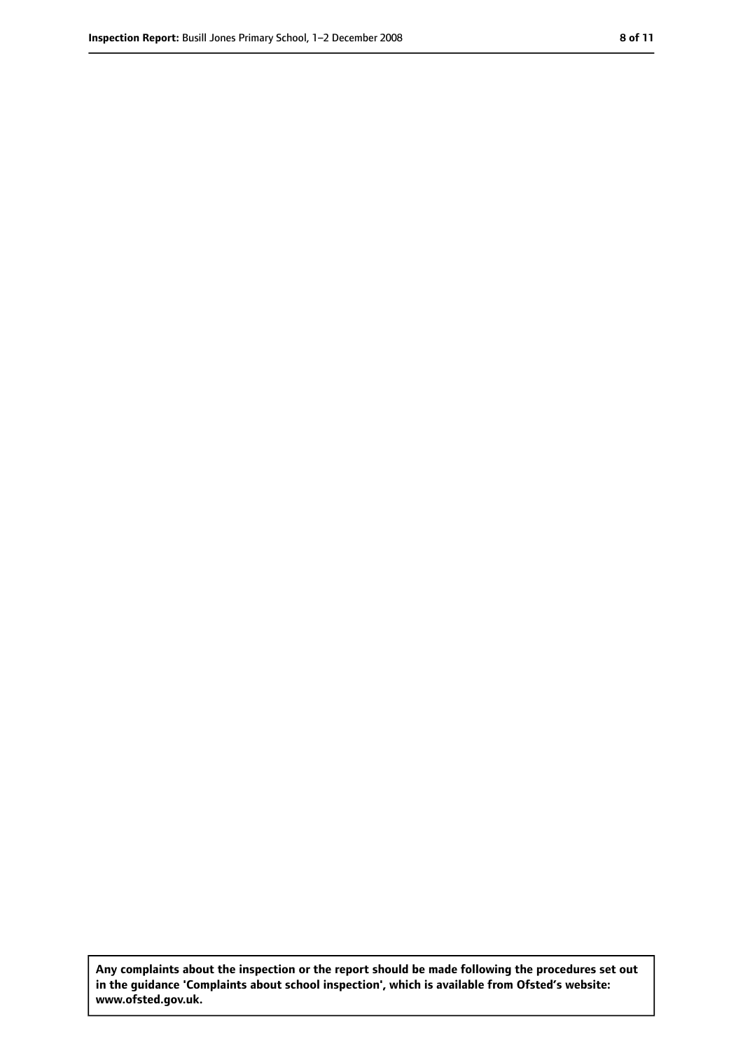**Any complaints about the inspection or the report should be made following the procedures set out in the guidance 'Complaints about school inspection', which is available from Ofsted's website: www.ofsted.gov.uk.**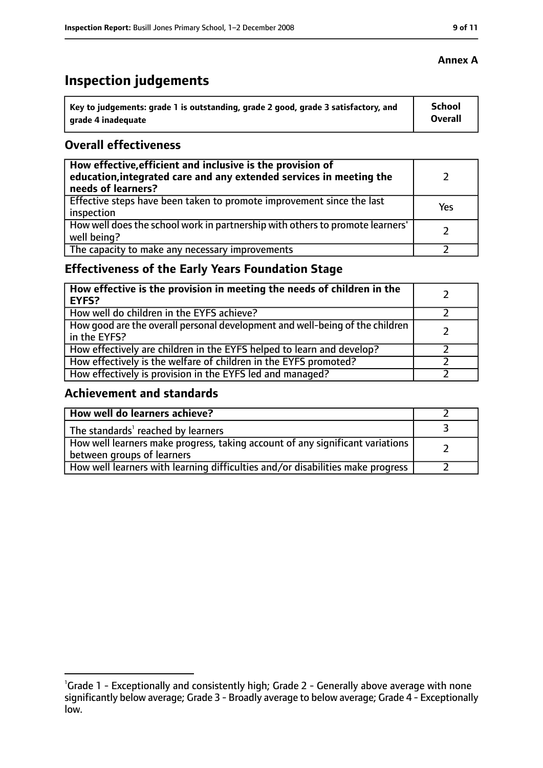**Annex A**

# Inspection judgements

| Key to judgements: grade 1 is outstanding, grade 2 good, grade 3 satisfactory, and grade 4 inadequate | School Overall |
|---|---|

## Overall effectiveness

| | |
|---|---|
| **How effective, efficient and inclusive is the provision of education, integrated care and any extended services in meeting the needs of learners?** | 2 |
| Effective steps have been taken to promote improvement since the last inspection | Yes |
| How well does the school work in partnership with others to promote learners' well being? | 2 |
| The capacity to make any necessary improvements | 2 |

## Effectiveness of the Early Years Foundation Stage

| | |
|---|---|
| **How effective is the provision in meeting the needs of children in the EYFS?** | 2 |
| How well do children in the EYFS achieve? | 2 |
| How good are the overall personal development and well-being of the children in the EYFS? | 2 |
| How effectively are children in the EYFS helped to learn and develop? | 2 |
| How effectively is the welfare of children in the EYFS promoted? | 2 |
| How effectively is provision in the EYFS led and managed? | 2 |

## Achievement and standards

| | |
|---|---|
| **How well do learners achieve?** | 2 |
| The standards[1] reached by learners | 3 |
| How well learners make progress, taking account of any significant variations between groups of learners | 2 |
| How well learners with learning difficulties and/or disabilities make progress | 2 |

[1]Grade 1 - Exceptionally and consistently high; Grade 2 - Generally above average with none significantly below average; Grade 3 - Broadly average to below average; Grade 4 - Exceptionally low.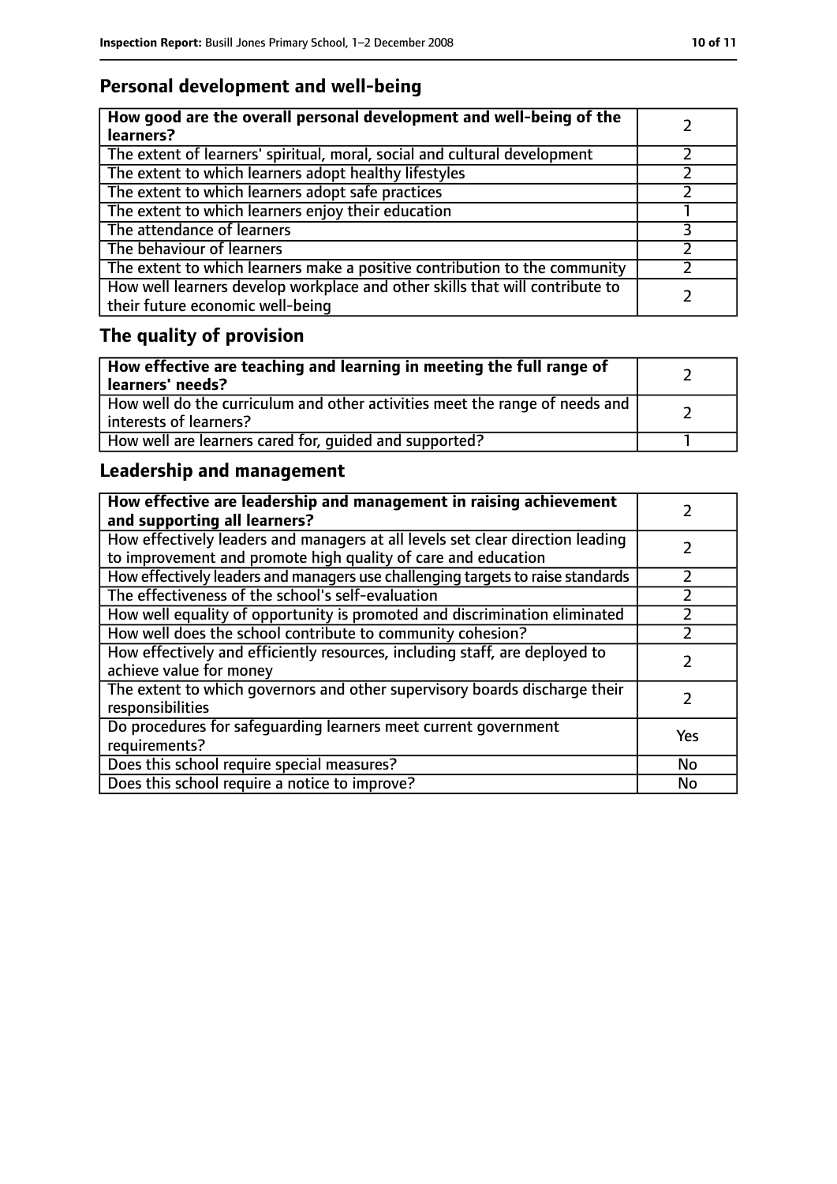## Personal development and well-being

| **How good are the overall personal development and well-being of the learners?** | 2 |
|---|---|
| The extent of learners' spiritual, moral, social and cultural development | 2 |
| The extent to which learners adopt healthy lifestyles | 2 |
| The extent to which learners adopt safe practices | 2 |
| The extent to which learners enjoy their education | 1 |
| The attendance of learners | 3 |
| The behaviour of learners | 2 |
| The extent to which learners make a positive contribution to the community | 2 |
| How well learners develop workplace and other skills that will contribute to their future economic well-being | 2 |

## The quality of provision

| **How effective are teaching and learning in meeting the full range of learners' needs?** | 2 |
|---|---|
| How well do the curriculum and other activities meet the range of needs and interests of learners? | 2 |
| How well are learners cared for, guided and supported? | 1 |

## Leadership and management

| **How effective are leadership and management in raising achievement and supporting all learners?** | 2 |
|---|---|
| How effectively leaders and managers at all levels set clear direction leading to improvement and promote high quality of care and education | 2 |
| How effectively leaders and managers use challenging targets to raise standards | 2 |
| The effectiveness of the school's self-evaluation | 2 |
| How well equality of opportunity is promoted and discrimination eliminated | 2 |
| How well does the school contribute to community cohesion? | 2 |
| How effectively and efficiently resources, including staff, are deployed to achieve value for money | 2 |
| The extent to which governors and other supervisory boards discharge their responsibilities | 2 |
| Do procedures for safeguarding learners meet current government requirements? | Yes |
| Does this school require special measures? | No |
| Does this school require a notice to improve? | No |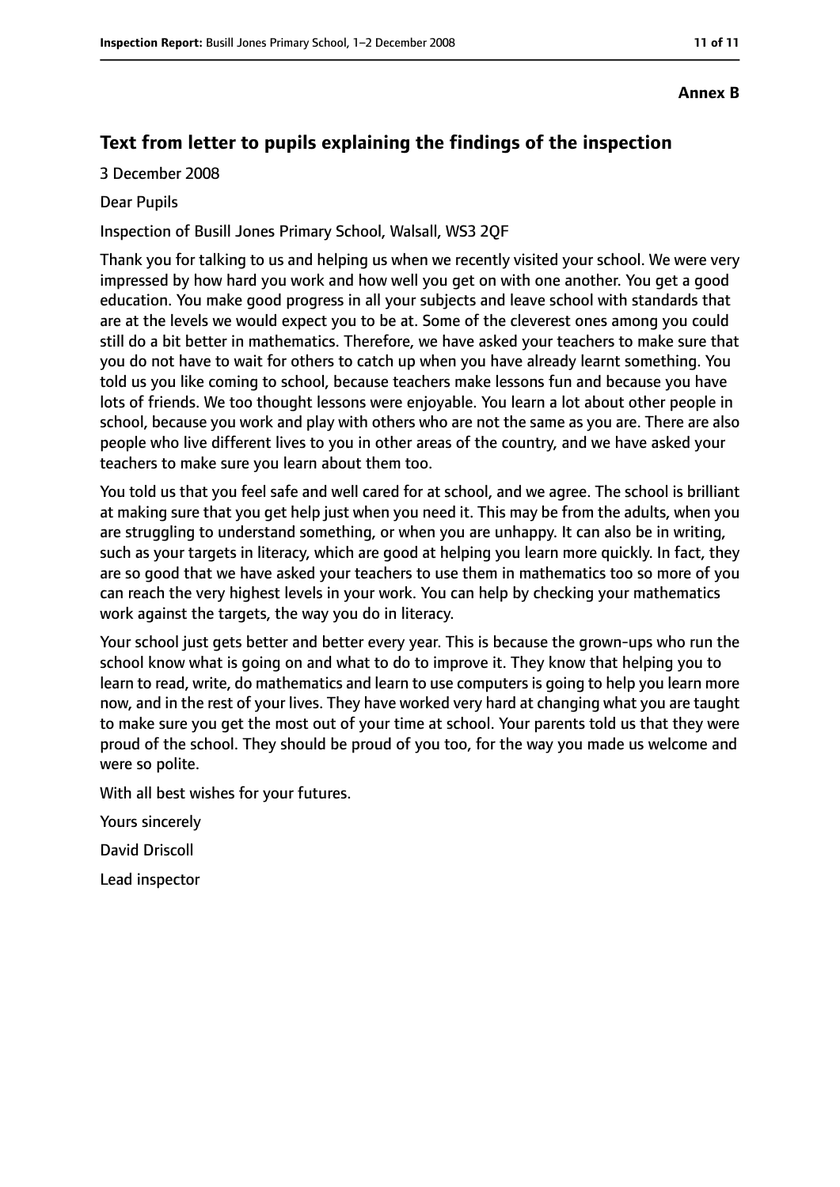**Annex B**

## Text from letter to pupils explaining the findings of the inspection

3 December 2008

Dear Pupils

Inspection of Busill Jones Primary School, Walsall, WS3 2QF

Thank you for talking to us and helping us when we recently visited your school. We were very impressed by how hard you work and how well you get on with one another. You get a good education. You make good progress in all your subjects and leave school with standards that are at the levels we would expect you to be at. Some of the cleverest ones among you could still do a bit better in mathematics. Therefore, we have asked your teachers to make sure that you do not have to wait for others to catch up when you have already learnt something. You told us you like coming to school, because teachers make lessons fun and because you have lots of friends. We too thought lessons were enjoyable. You learn a lot about other people in school, because you work and play with others who are not the same as you are. There are also people who live different lives to you in other areas of the country, and we have asked your teachers to make sure you learn about them too.

You told us that you feel safe and well cared for at school, and we agree. The school is brilliant at making sure that you get help just when you need it. This may be from the adults, when you are struggling to understand something, or when you are unhappy. It can also be in writing, such as your targets in literacy, which are good at helping you learn more quickly. In fact, they are so good that we have asked your teachers to use them in mathematics too so more of you can reach the very highest levels in your work. You can help by checking your mathematics work against the targets, the way you do in literacy.

Your school just gets better and better every year. This is because the grown-ups who run the school know what is going on and what to do to improve it. They know that helping you to learn to read, write, do mathematics and learn to use computers is going to help you learn more now, and in the rest of your lives. They have worked very hard at changing what you are taught to make sure you get the most out of your time at school. Your parents told us that they were proud of the school. They should be proud of you too, for the way you made us welcome and were so polite.

With all best wishes for your futures.

Yours sincerely

David Driscoll

Lead inspector